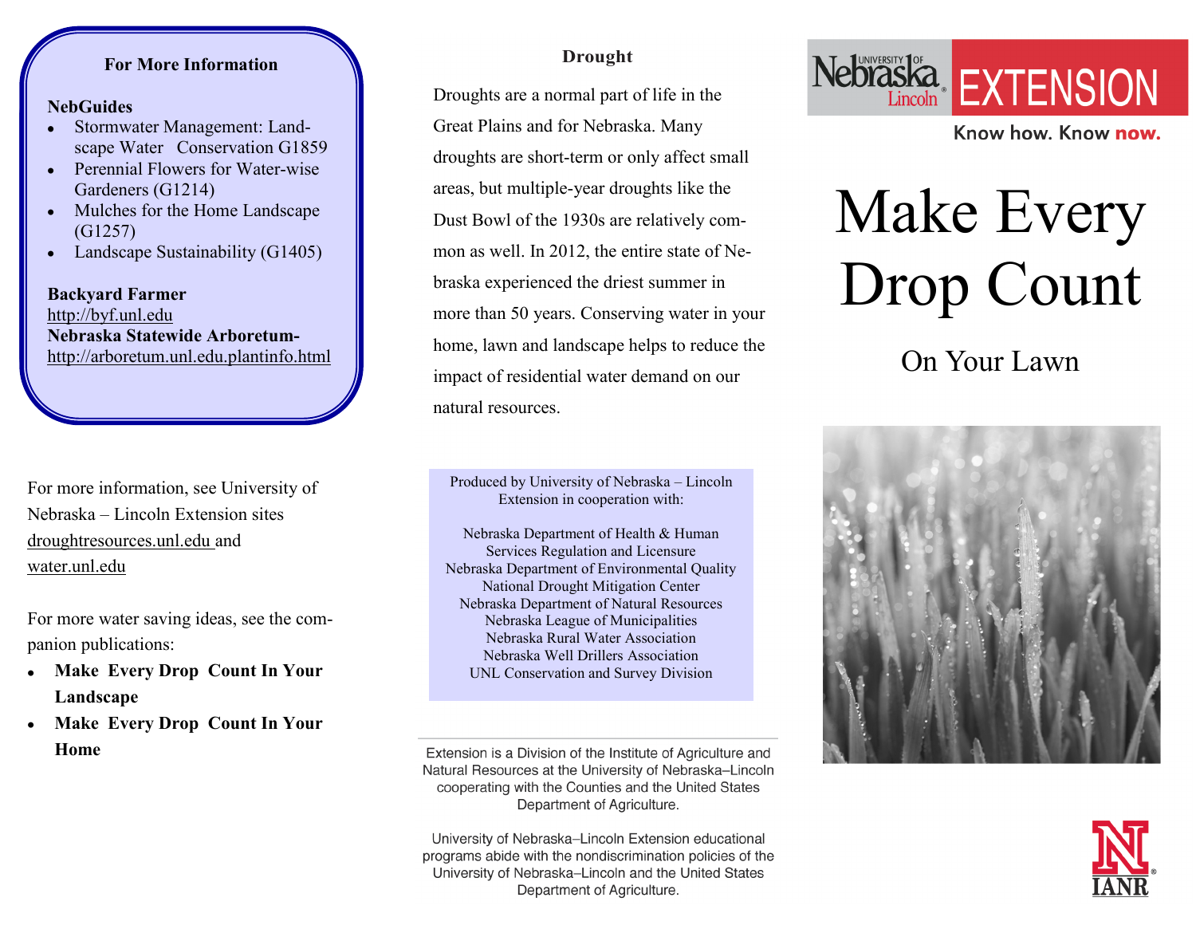## For More Information

**NebGuides**

- Stormwater Management: Landscape Water Conservation G1859
- Perennial Flowers for Water-wise Gardeners (G1214)
- Mulches for the Home Landscape (G1257)
- Landscape Sustainability (G1405)

**Backyard Farmer**
http://byf.unl.edu
**Nebraska Statewide Arboretum-**
http://arboretum.unl.edu.plantinfo.html

For more information, see University of Nebraska – Lincoln Extension sites droughtresources.unl.edu and water.unl.edu

For more water saving ideas, see the companion publications:

- **Make Every Drop Count In Your Landscape**
- **Make Every Drop Count In Your Home**

## Drought

Droughts are a normal part of life in the Great Plains and for Nebraska. Many droughts are short-term or only affect small areas, but multiple-year droughts like the Dust Bowl of the 1930s are relatively common as well. In 2012, the entire state of Nebraska experienced the driest summer in more than 50 years. Conserving water in your home, lawn and landscape helps to reduce the impact of residential water demand on our natural resources.

Produced by University of Nebraska – Lincoln Extension in cooperation with:

Nebraska Department of Health & Human Services Regulation and Licensure
Nebraska Department of Environmental Quality
National Drought Mitigation Center
Nebraska Department of Natural Resources
Nebraska League of Municipalities
Nebraska Rural Water Association
Nebraska Well Drillers Association
UNL Conservation and Survey Division

Extension is a Division of the Institute of Agriculture and Natural Resources at the University of Nebraska–Lincoln cooperating with the Counties and the United States Department of Agriculture.

University of Nebraska–Lincoln Extension educational programs abide with the nondiscrimination policies of the University of Nebraska–Lincoln and the United States Department of Agriculture.

Nebraska Lincoln EXTENSION

Know how. Know now.

# Make Every Drop Count

## On Your Lawn

IANR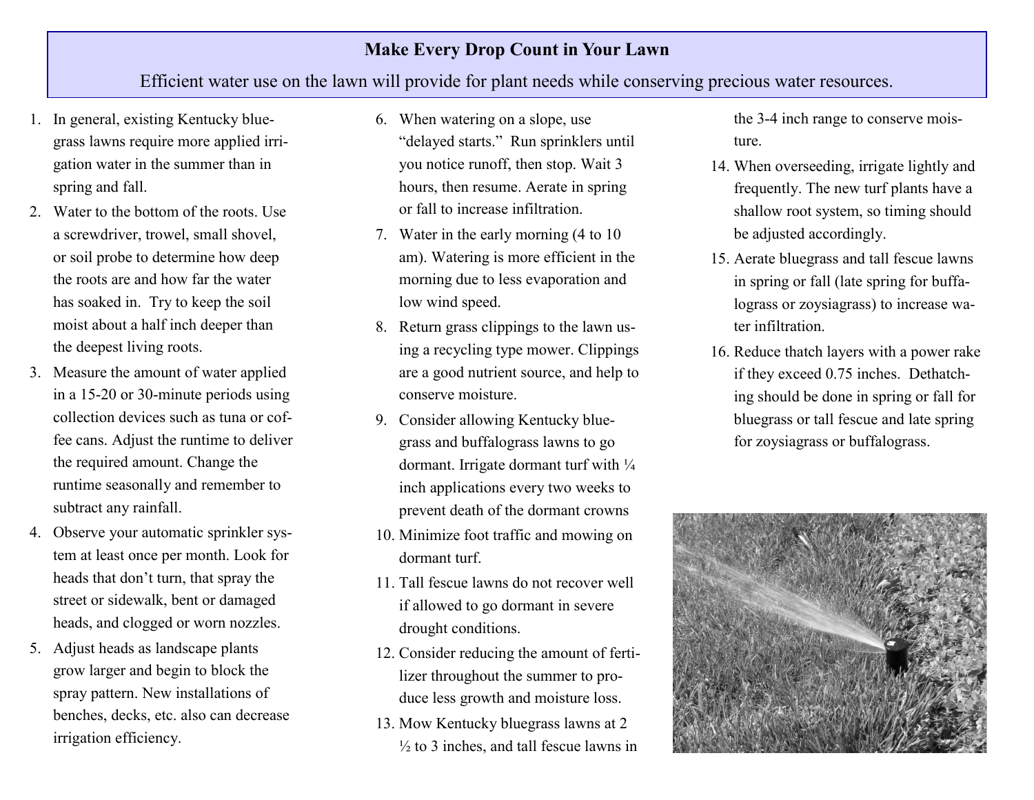## Make Every Drop Count in Your Lawn

Efficient water use on the lawn will provide for plant needs while conserving precious water resources.

1. In general, existing Kentucky bluegrass lawns require more applied irrigation water in the summer than in spring and fall.
2. Water to the bottom of the roots. Use a screwdriver, trowel, small shovel, or soil probe to determine how deep the roots are and how far the water has soaked in. Try to keep the soil moist about a half inch deeper than the deepest living roots.
3. Measure the amount of water applied in a 15-20 or 30-minute periods using collection devices such as tuna or coffee cans. Adjust the runtime to deliver the required amount. Change the runtime seasonally and remember to subtract any rainfall.
4. Observe your automatic sprinkler system at least once per month. Look for heads that don't turn, that spray the street or sidewalk, bent or damaged heads, and clogged or worn nozzles.
5. Adjust heads as landscape plants grow larger and begin to block the spray pattern. New installations of benches, decks, etc. also can decrease irrigation efficiency.
6. When watering on a slope, use "delayed starts." Run sprinklers until you notice runoff, then stop. Wait 3 hours, then resume. Aerate in spring or fall to increase infiltration.
7. Water in the early morning (4 to 10 am). Watering is more efficient in the morning due to less evaporation and low wind speed.
8. Return grass clippings to the lawn using a recycling type mower. Clippings are a good nutrient source, and help to conserve moisture.
9. Consider allowing Kentucky bluegrass and buffalograss lawns to go dormant. Irrigate dormant turf with ¼ inch applications every two weeks to prevent death of the dormant crowns
10. Minimize foot traffic and mowing on dormant turf.
11. Tall fescue lawns do not recover well if allowed to go dormant in severe drought conditions.
12. Consider reducing the amount of fertilizer throughout the summer to produce less growth and moisture loss.
13. Mow Kentucky bluegrass lawns at 2 ½ to 3 inches, and tall fescue lawns in the 3-4 inch range to conserve moisture.
14. When overseeding, irrigate lightly and frequently. The new turf plants have a shallow root system, so timing should be adjusted accordingly.
15. Aerate bluegrass and tall fescue lawns in spring or fall (late spring for buffalograss or zoysiagrass) to increase water infiltration.
16. Reduce thatch layers with a power rake if they exceed 0.75 inches. Dethatching should be done in spring or fall for bluegrass or tall fescue and late spring for zoysiagrass or buffalograss.